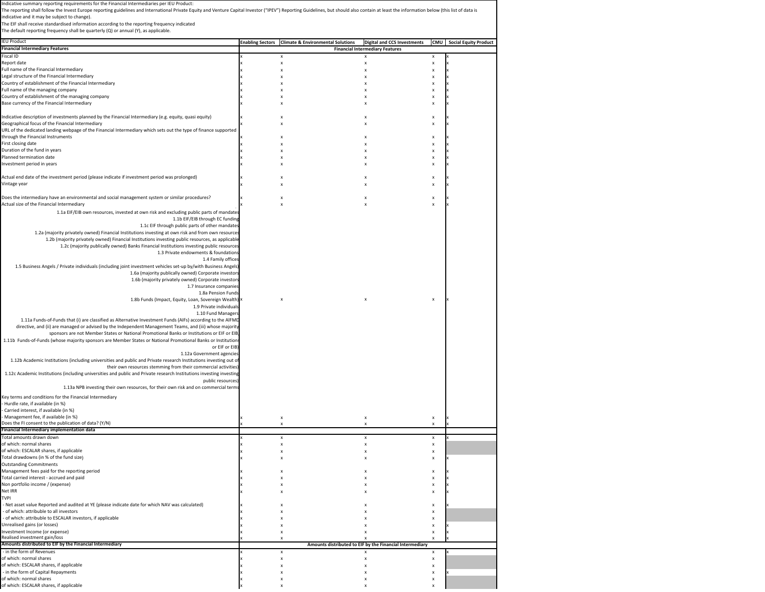Indicative summary reporting requirements for the Financial Intermediaries per IEU Product:
The reporting shall follow the Invest Europe reporting guidelines and International Private Equity and Venture Capital Investor ("IPEV") Reporting Guidelines, but should also contain at least the information below (this list of data is indicative and it may be subject to change).
The EIF shall receive standardised information according to the reporting frequency indicated
The default reporting frequency shall be quarterly (Q) or annual (Y), as applicable.

| IEU Product | Enabling Sectors | Climate & Environmental Solutions | Digital and CCS Investments | CMU | Social Equity Product |
|---|---|---|---|---|---|
| **Financial Intermediary Features** | | | **Financial Intermediary Features** | | |
| Fiscal ID | x | x | x | x | x |
| Report date | x | x | x | x | x |
| Full name of the Financial Intermediary | x | x | x | x | x |
| Legal structure of the Financial Intermediary | x | x | x | x | x |
| Country of establishment of the Financial Intermediary | x | x | x | x | x |
| Full name of the managing company | x | x | x | x | x |
| Country of establishment of the managing company | x | x | x | x | x |
| Base currency of the Financial Intermediary | x | x | x | x | x |
| Indicative description of investments planned by the Financial Intermediary (e.g. equity, quasi equity) | x | x | x | x | x |
| Geographical focus of the Financial Intermediary | x | x | x | x | x |
| URL of the dedicated landing webpage of the Financial Intermediary which sets out the type of finance supported through the Financial Instruments | x | x | x | x | x |
| First closing date | x | x | x | x | x |
| Duration of the fund in years | x | x | x | x | x |
| Planned termination date | x | x | x | x | x |
| Investment period in years | x | x | x | x | x |
| Actual end date of the investment period (please indicate if investment period was prolonged) | x | x | x | x | x |
| Vintage year | x | x | x | x | x |
| Does the intermediary have an environmental and social management system or similar procedures? | x | x | x | x | x |
| Actual size of the Financial Intermediary | x | x | x | x | x |
| 1.1a EIF/EIB own resources, invested at own risk and excluding public parts of mandates | | | | | |
| 1.1b EIF/EIB through EC funding | | | | | |
| 1.1c EIF through public parts of other mandates | | | | | |
| 1.2a (majority privately owned) Financial Institutions investing at own risk and from own resources | | | | | |
| 1.2b (majority privately owned) Financial Institutions investing public resources, as applicable | | | | | |
| 1.2c (majority publically owned) Banks Financial Institutions investing public resources | | | | | |
| 1.3 Private endowments & foundations | | | | | |
| 1.4 Family offices | | | | | |
| 1.5 Business Angels / Private individuals (including joint investment vehicles set-up by/with Business Angels) | | | | | |
| 1.6a (majority publically owned) Corporate investors | | | | | |
| 1.6b (majority privately owned) Corporate investors | | | | | |
| 1.7 Insurance companies | | | | | |
| 1.8a Pension Funds | | | | | |
| 1.8b Funds (Impact, Equity, Loan, Sovereign Wealth) | x | x | x | x | x |
| 1.9 Private individuals | | | | | |
| 1.10 Fund Managers | | | | | |
| 1.11a Funds-of-Funds that (i) are classified as Alternative Investment Funds (AIFs) according to the AIFMD directive, and (ii) are managed or advised by the Independent Management Teams, and (iii) whose majority sponsors are not Member States or National Promotional Banks or Institutions or EIF or EIB | | | | | |
| 1.11b Funds-of-Funds (whose majority sponsors are Member States or National Promotional Banks or Institutions or EIF or EIB) | | | | | |
| 1.12a Government agencies | | | | | |
| 1.12b Academic Institutions (including universities and public and Private research Institutions investing out of their own resources stemming from their commercial activities) | | | | | |
| 1.12c Academic Institutions (including universities and public and Private research Institutions investing investing public resources) | | | | | |
| 1.13a NPB investing their own resources, for their own risk and on commercial terms | | | | | |
| Key terms and conditions for the Financial Intermediary<br>- Hurdle rate, if available (in %)<br>- Carried interest, if available (in %)<br>- Management fee, if available (in %) | x | x | x | x | x |
| Does the FI consent to the publication of data? (Y/N) | x | x | x | x | x |
| **Financial Intermediary implementation data** | | | | | |
| Total amounts drawn down | x | x | x | x | x |
| of which: normal shares | x | x | x | x | |
| of which: ESCALAR shares, if applicable | x | x | x | x | |
| Total drawdowns (in % of the fund size) | x | x | x | x | x |
| Outstanding Commitments | | | | | |
| Management fees paid for the reporting period | x | x | x | x | x |
| Total carried interest - accrued and paid | x | x | x | x | x |
| Non portfolio income / (expense) | x | x | x | x | x |
| Net IRR | x | x | x | x | x |
| TVPI | | | | | |
| - Net asset value Reported and audited at YE (please indicate date for which NAV was calculated) | x | x | x | x | x |
| - of which: attributable to all investors | x | x | x | x | |
| - of which: attributable to ESCALAR investors, if applicable | x | x | x | x | |
| Unrealised gains (or losses) | x | x | x | x | x |
| Investment Income (or expense) | x | x | x | x | x |
| Realised investment gain/loss | x | x | x | x | x |
| **Amounts distributed to EIF by the Financial Intermediary** | | | **Amounts distributed to EIF by the Financial Intermediary** | | |
| - in the form of Revenues | x | x | x | x | x |
| of which: normal shares | x | x | x | x | |
| of which: ESCALAR shares, if applicable | x | x | x | x | |
| - in the form of Capital Repayments | x | x | x | x | x |
| of which: normal shares | x | x | x | x | |
| of which: ESCALAR shares, if applicable | x | x | x | x | |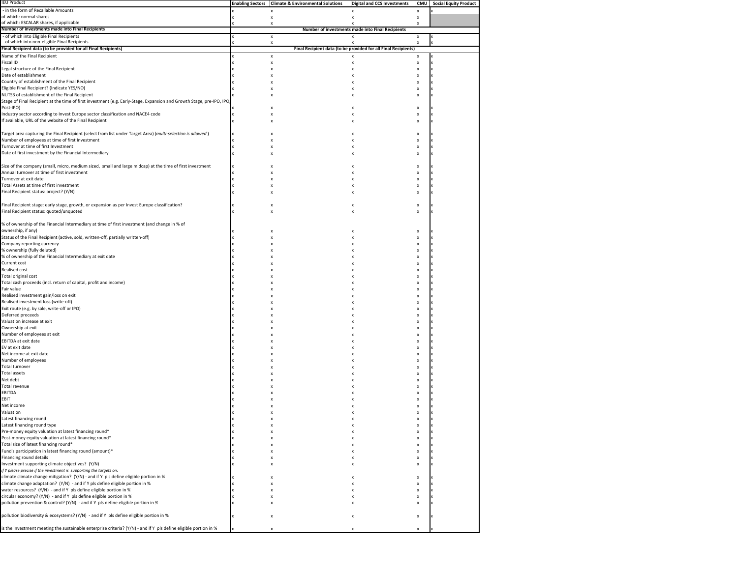| IEU Product | Enabling Sectors | Climate & Environmental Solutions | Digital and CCS Investments | CMU | Social Equity Product |
|---|---|---|---|---|---|
| - in the form of Recallable Amounts | x | x | x | x | x |
| of which: normal shares | x | x | x | x | |
| of which: ESCALAR shares, if applicable | x | x | x | x | |
| **Number of investments made into Final Recipients** | **Number of investments made into Final Recipients** | | | | |
| - of which into Eligible Final Recipients | x | x | x | x | x |
| - of which into non-eligible Final Recipients | x | x | x | x | x |
| **Final Recipient data (to be provided for all Final Recipients)** | **Final Recipient data (to be provided for all Final Recipients)** | | | | |
| Name of the Final Recipient | x | x | x | x | x |
| Fiscal ID | x | x | x | x | x |
| Legal structure of the Final Recipient | x | x | x | x | x |
| Date of establishment | x | x | x | x | x |
| Country of establishment of the Final Recipient | x | x | x | x | x |
| Eligible Final Recipient? (Indicate YES/NO) | x | x | x | x | x |
| NUTS3 of establishment of the Final Recipient | x | x | x | x | x |
| Stage of Final Recipient at the time of first investment (e.g. Early-Stage, Expansion and Growth Stage, pre-IPO, IPO, Post-IPO) | x | x | x | x | x |
| Industry sector according to Invest Europe sector classification and NACE4 code | x | x | x | x | x |
| If available, URL of the website of the Final Recipient | x | x | x | x | x |
| Target area capturing the Final Recipient (select from list under Target Area) (*multi-selection is allowed*) | x | x | x | x | x |
| Number of employees at time of first Investment | x | x | x | x | x |
| Turnover at time of first Investment | x | x | x | x | x |
| Date of first investment by the Financial Intermediary | x | x | x | x | x |
| Size of the company (small, micro, medium sized, small and large midcap) at the time of first investment | x | x | x | x | x |
| Annual turnover at time of first investment | x | x | x | x | x |
| Turnover at exit date | x | x | x | x | x |
| Total Assets at time of first investment | x | x | x | x | x |
| Final Recipient status: project? (Y/N) | x | x | x | x | x |
| Final Recipient stage: early stage, growth, or expansion as per Invest Europe classification? | x | x | x | x | x |
| Final Recipient status: quoted/unquoted | x | x | x | x | x |
| % of ownership of the Financial Intermediary at time of first investment (and change in % of ownership, if any) | x | x | x | x | x |
| Status of the Final Recipient (active, sold, written-off, partially written-off) | x | x | x | x | x |
| Company reporting currency | x | x | x | x | x |
| % ownership (fully deluted) | x | x | x | x | x |
| % of ownership of the Financial Intermediary at exit date | x | x | x | x | x |
| Current cost | x | x | x | x | x |
| Realised cost | x | x | x | x | x |
| Total original cost | x | x | x | x | x |
| Total cash proceeds (incl. return of capital, profit and income) | x | x | x | x | x |
| Fair value | x | x | x | x | x |
| Realised investment gain/loss on exit | x | x | x | x | x |
| Realised investment loss (write-off) | x | x | x | x | x |
| Exit route (e.g. by sale, write-off or IPO) | x | x | x | x | x |
| Deferred proceeds | x | x | x | x | x |
| Valuation increase at exit | x | x | x | x | x |
| Ownership at exit | x | x | x | x | x |
| Number of employees at exit | x | x | x | x | x |
| EBITDA at exit date | x | x | x | x | x |
| EV at exit date | x | x | x | x | x |
| Net income at exit date | x | x | x | x | x |
| Number of employees | x | x | x | x | x |
| Total turnover | x | x | x | x | x |
| Total assets | x | x | x | x | x |
| Net debt | x | x | x | x | x |
| Total revenue | x | x | x | x | x |
| EBITDA | x | x | x | x | x |
| EBIT | x | x | x | x | x |
| Net income | x | x | x | x | x |
| Valuation | x | x | x | x | x |
| Latest financing round | x | x | x | x | x |
| Latest financing round type | x | x | x | x | x |
| Pre-money equity valuation at latest financing round* | x | x | x | x | x |
| Post-money equity valuation at latest financing round* | x | x | x | x | x |
| Total size of latest financing round* | x | x | x | x | x |
| Fund's participation in latest financing round (amount)* | x | x | x | x | x |
| Financing round details | x | x | x | x | x |
| Investment supporting climate objectives? (Y/N) | x | x | x | x | x |
| *if Y please precise if the investment is supporting the targets on:* | | | | | |
| climate climate change mitigation? (Y/N) - and if Y pls define eligible portion in % | x | x | x | x | x |
| climate change adaptation? (Y/N) - and if Y pls define eligible portion in % | x | x | x | x | x |
| water resources? (Y/N) - and if Y pls define eligible portion in % | x | x | x | x | x |
| circular economy? (Y/N) - and if Y pls define eligible portion in % | x | x | x | x | x |
| pollution prevention & control? (Y/N) - and if Y pls define eligible portion in % | x | x | x | x | x |
| pollution biodiversity & ecosystems? (Y/N) - and if Y pls define eligible portion in % | x | x | x | x | x |
| is the investment meeting the sustainable enterprise criteria? (Y/N) - and if Y pls define eligible portion in % | x | x | x | x | x |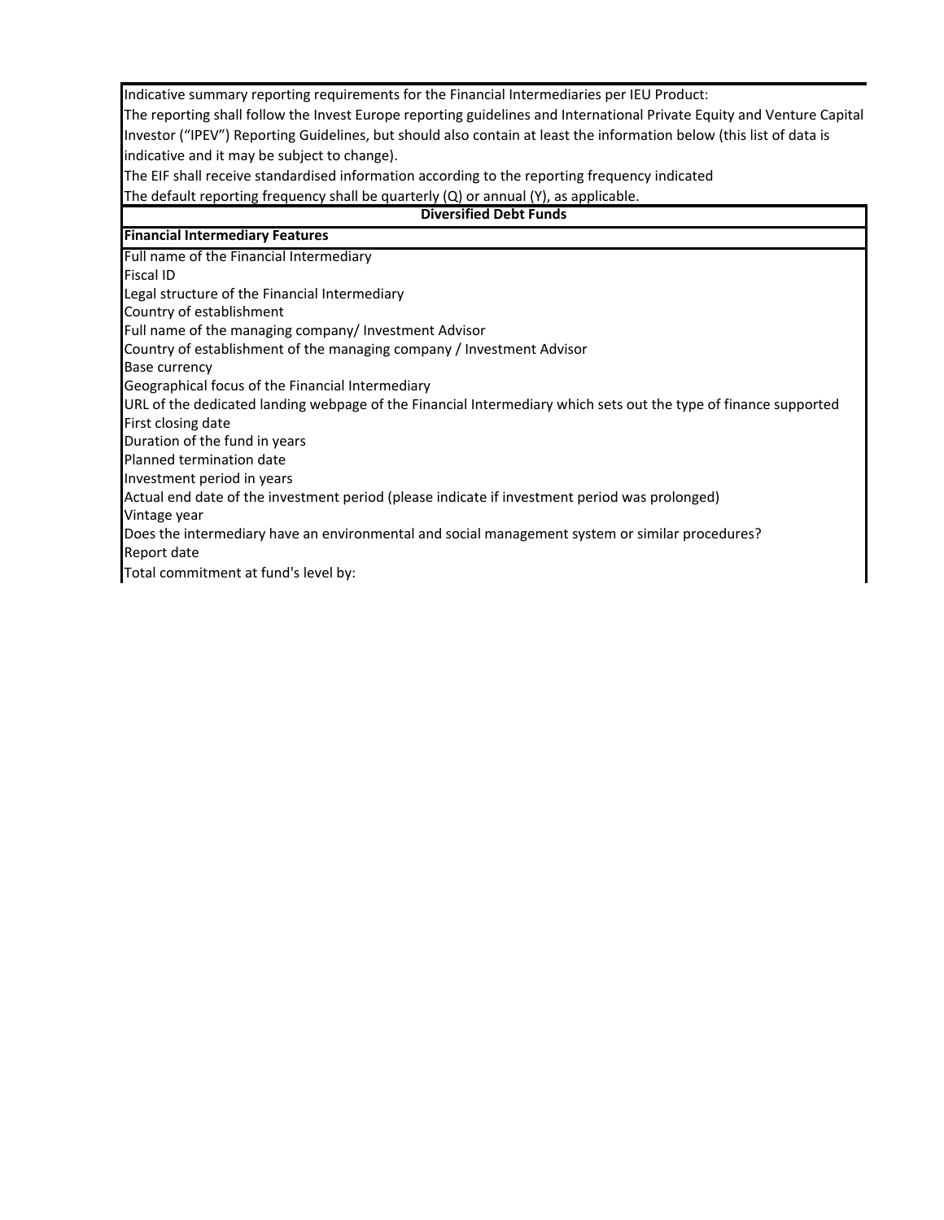Indicative summary reporting requirements for the Financial Intermediaries per IEU Product:
The reporting shall follow the Invest Europe reporting guidelines and International Private Equity and Venture Capital Investor ("IPEV") Reporting Guidelines, but should also contain at least the information below (this list of data is indicative and it may be subject to change).
The EIF shall receive standardised information according to the reporting frequency indicated
The default reporting frequency shall be quarterly (Q) or annual (Y), as applicable.

| Diversified Debt Funds |
|---|
| **Financial Intermediary Features** |
| Full name of the Financial Intermediary |
| Fiscal ID |
| Legal structure of the Financial Intermediary |
| Country of establishment |
| Full name of the managing company/ Investment Advisor |
| Country of establishment of the managing company / Investment Advisor |
| Base currency |
| Geographical focus of the Financial Intermediary |
| URL of the dedicated landing webpage of the Financial Intermediary which sets out the type of finance supported |
| First closing date |
| Duration of the fund in years |
| Planned termination date |
| Investment period in years |
| Actual end date of the investment period (please indicate if investment period was prolonged) |
| Vintage year |
| Does the intermediary have an environmental and social management system or similar procedures? |
| Report date |
| Total commitment at fund's level by: |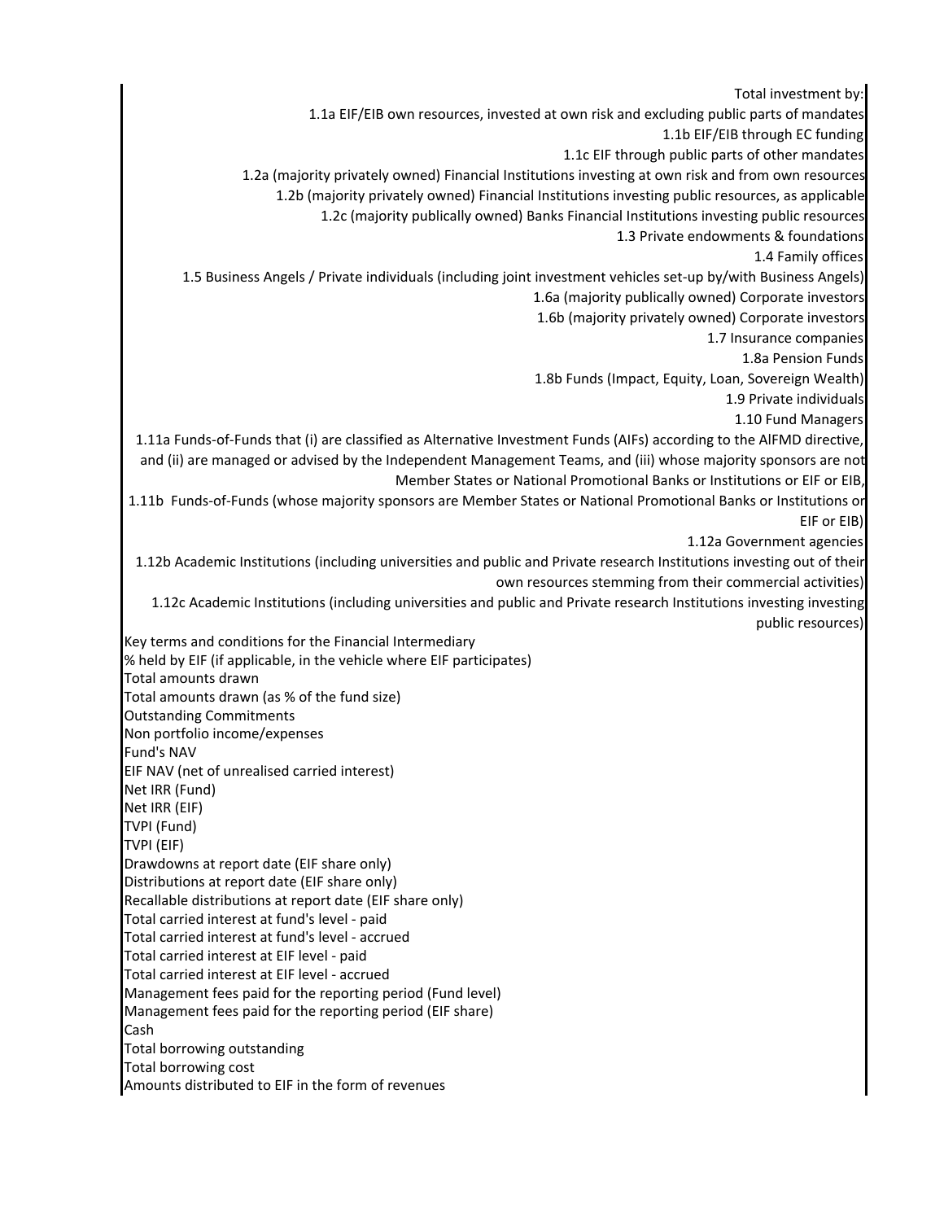Total investment by:

1.1a EIF/EIB own resources, invested at own risk and excluding public parts of mandates

1.1b EIF/EIB through EC funding

1.1c EIF through public parts of other mandates

1.2a (majority privately owned) Financial Institutions investing at own risk and from own resources

1.2b (majority privately owned) Financial Institutions investing public resources, as applicable

1.2c (majority publically owned) Banks Financial Institutions investing public resources

1.3 Private endowments & foundations

1.4 Family offices

1.5 Business Angels / Private individuals (including joint investment vehicles set-up by/with Business Angels)

1.6a (majority publically owned) Corporate investors

1.6b (majority privately owned) Corporate investors

1.7 Insurance companies

1.8a Pension Funds

1.8b Funds (Impact, Equity, Loan, Sovereign Wealth)

1.9 Private individuals

1.10 Fund Managers

1.11a Funds-of-Funds that (i) are classified as Alternative Investment Funds (AIFs) according to the AIFMD directive, and (ii) are managed or advised by the Independent Management Teams, and (iii) whose majority sponsors are not Member States or National Promotional Banks or Institutions or EIF or EIB,

1.11b Funds-of-Funds (whose majority sponsors are Member States or National Promotional Banks or Institutions or EIF or EIB)

1.12a Government agencies

1.12b Academic Institutions (including universities and public and Private research Institutions investing out of their own resources stemming from their commercial activities)

1.12c Academic Institutions (including universities and public and Private research Institutions investing investing public resources)

Key terms and conditions for the Financial Intermediary

% held by EIF (if applicable, in the vehicle where EIF participates)

Total amounts drawn

Total amounts drawn (as % of the fund size)

Outstanding Commitments

Non portfolio income/expenses

Fund's NAV

EIF NAV (net of unrealised carried interest)

Net IRR (Fund)

Net IRR (EIF)

TVPI (Fund)

TVPI (EIF)

Drawdowns at report date (EIF share only)

Distributions at report date (EIF share only)

Recallable distributions at report date (EIF share only)

Total carried interest at fund's level - paid

Total carried interest at fund's level - accrued

Total carried interest at EIF level - paid

Total carried interest at EIF level - accrued

Management fees paid for the reporting period (Fund level)

Management fees paid for the reporting period (EIF share)

Cash

Total borrowing outstanding

Total borrowing cost

Amounts distributed to EIF in the form of revenues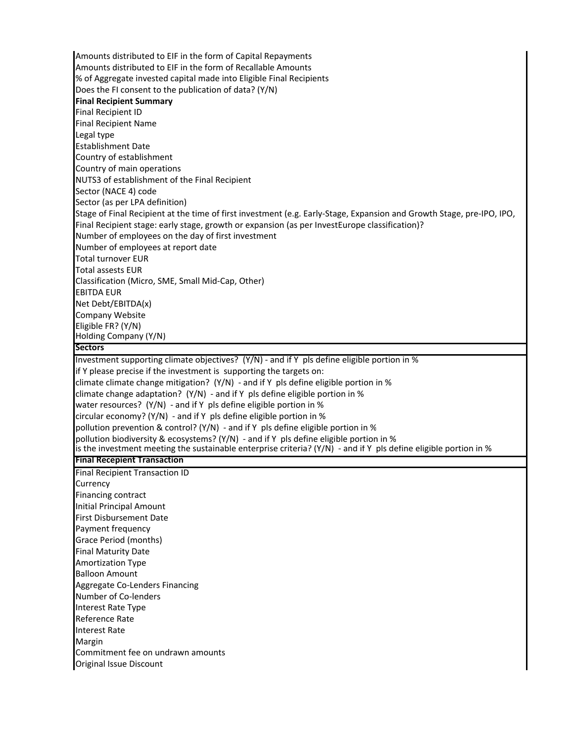Amounts distributed to EIF in the form of Capital Repayments

Amounts distributed to EIF in the form of Recallable Amounts

% of Aggregate invested capital made into Eligible Final Recipients

Does the FI consent to the publication of data? (Y/N)

**Final Recipient Summary**

Final Recipient ID

Final Recipient Name

Legal type

Establishment Date

Country of establishment

Country of main operations

NUTS3 of establishment of the Final Recipient

Sector (NACE 4) code

Sector (as per LPA definition)

Stage of Final Recipient at the time of first investment (e.g. Early-Stage, Expansion and Growth Stage, pre-IPO, IPO,

Final Recipient stage: early stage, growth or expansion (as per InvestEurope classification)?

Number of employees on the day of first investment

Number of employees at report date

Total turnover EUR

Total assests EUR

Classification (Micro, SME, Small Mid-Cap, Other)

EBITDA EUR

Net Debt/EBITDA(x)

Company Website

Eligible FR? (Y/N)

Holding Company (Y/N)

**Sectors**

Investment supporting climate objectives? (Y/N) - and if Y pls define eligible portion in %

if Y please precise if the investment is supporting the targets on:

climate climate change mitigation? (Y/N) - and if Y pls define eligible portion in %

climate change adaptation? (Y/N) - and if Y pls define eligible portion in %

water resources? (Y/N) - and if Y pls define eligible portion in %

circular economy? (Y/N) - and if Y pls define eligible portion in %

pollution prevention & control? (Y/N) - and if Y pls define eligible portion in %

pollution biodiversity & ecosystems? (Y/N) - and if Y pls define eligible portion in %

is the investment meeting the sustainable enterprise criteria? (Y/N) - and if Y pls define eligible portion in %

**Final Recepient Transaction**

Final Recipient Transaction ID

Currency

Financing contract

Initial Principal Amount

First Disbursement Date

Payment frequency

Grace Period (months)

Final Maturity Date

Amortization Type

Balloon Amount

Aggregate Co-Lenders Financing

Number of Co-lenders

Interest Rate Type

Reference Rate

Interest Rate

Margin

Commitment fee on undrawn amounts

Original Issue Discount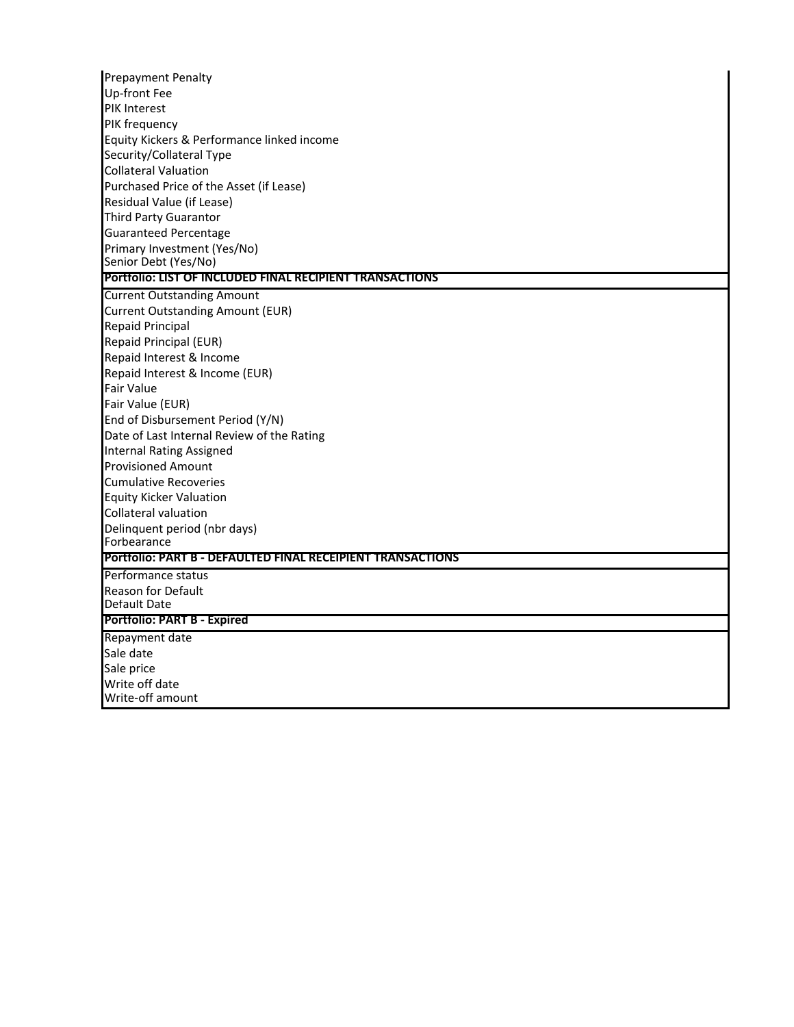| |
|---|
| Prepayment Penalty |
| Up-front Fee |
| PIK Interest |
| PIK frequency |
| Equity Kickers & Performance linked income |
| Security/Collateral Type |
| Collateral Valuation |
| Purchased Price of the Asset (if Lease) |
| Residual Value (if Lease) |
| Third Party Guarantor |
| Guaranteed Percentage |
| Primary Investment (Yes/No) |
| Senior Debt (Yes/No) |
| **Portfolio: LIST OF INCLUDED FINAL RECIPIENT TRANSACTIONS** |
| Current Outstanding Amount |
| Current Outstanding Amount (EUR) |
| Repaid Principal |
| Repaid Principal (EUR) |
| Repaid Interest & Income |
| Repaid Interest & Income (EUR) |
| Fair Value |
| Fair Value (EUR) |
| End of Disbursement Period (Y/N) |
| Date of Last Internal Review of the Rating |
| Internal Rating Assigned |
| Provisioned Amount |
| Cumulative Recoveries |
| Equity Kicker Valuation |
| Collateral valuation |
| Delinquent period (nbr days) |
| Forbearance |
| **Portfolio: PART B - DEFAULTED FINAL RECEIPIENT TRANSACTIONS** |
| Performance status |
| Reason for Default |
| Default Date |
| **Portfolio: PART B - Expired** |
| Repayment date |
| Sale date |
| Sale price |
| Write off date |
| Write-off amount |